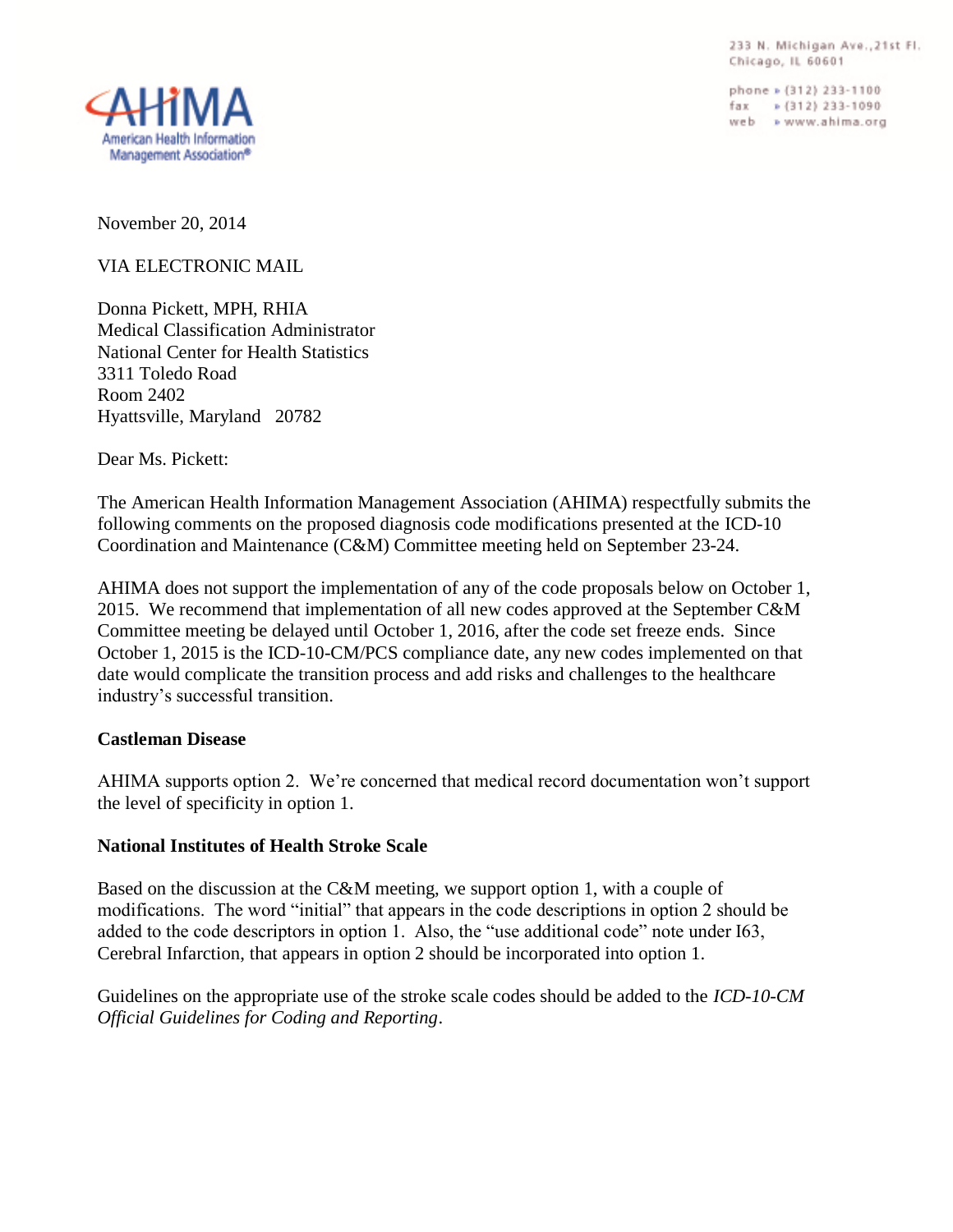AHIMA
American Health Information Management Association®

233 N. Michigan Ave.,21st Fl.
Chicago, IL 60601

phone ▸ (312) 233-1100
fax ▸ (312) 233-1090
web ▸ www.ahima.org

November 20, 2014

VIA ELECTRONIC MAIL

Donna Pickett, MPH, RHIA
Medical Classification Administrator
National Center for Health Statistics
3311 Toledo Road
Room 2402
Hyattsville, Maryland 20782

Dear Ms. Pickett:

The American Health Information Management Association (AHIMA) respectfully submits the following comments on the proposed diagnosis code modifications presented at the ICD-10 Coordination and Maintenance (C&M) Committee meeting held on September 23-24.

AHIMA does not support the implementation of any of the code proposals below on October 1, 2015. We recommend that implementation of all new codes approved at the September C&M Committee meeting be delayed until October 1, 2016, after the code set freeze ends. Since October 1, 2015 is the ICD-10-CM/PCS compliance date, any new codes implemented on that date would complicate the transition process and add risks and challenges to the healthcare industry's successful transition.

**Castleman Disease**

AHIMA supports option 2. We're concerned that medical record documentation won't support the level of specificity in option 1.

**National Institutes of Health Stroke Scale**

Based on the discussion at the C&M meeting, we support option 1, with a couple of modifications. The word "initial" that appears in the code descriptions in option 2 should be added to the code descriptors in option 1. Also, the "use additional code" note under I63, Cerebral Infarction, that appears in option 2 should be incorporated into option 1.

Guidelines on the appropriate use of the stroke scale codes should be added to the *ICD-10-CM Official Guidelines for Coding and Reporting*.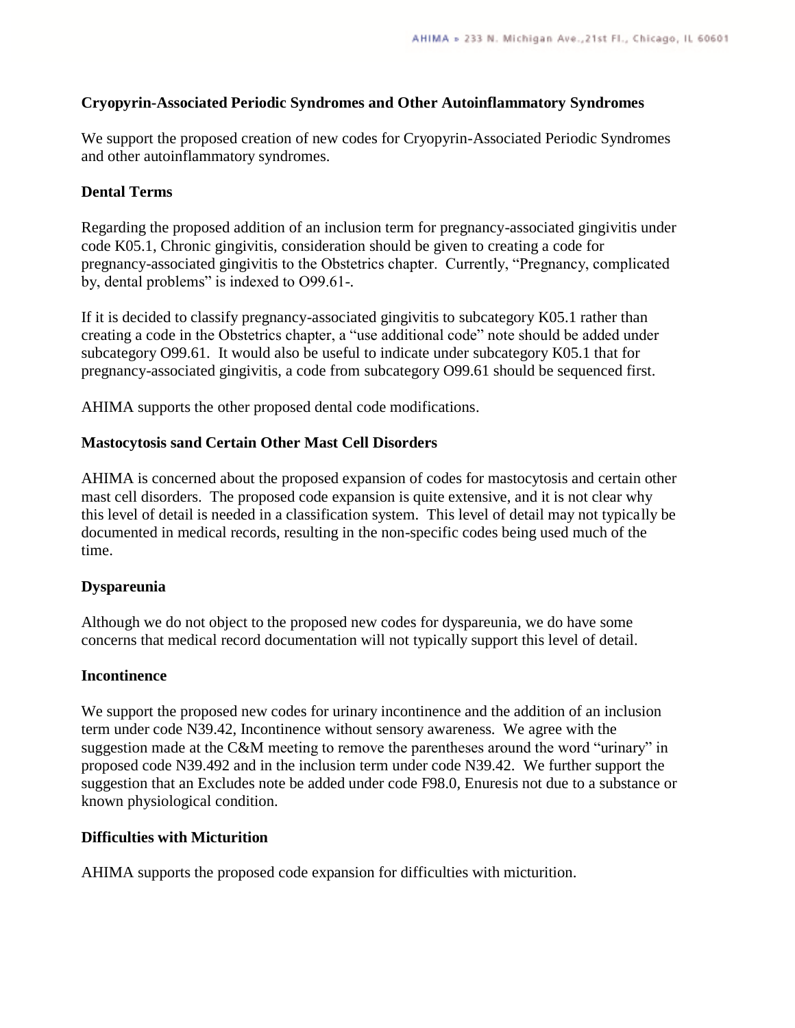**Cryopyrin-Associated Periodic Syndromes and Other Autoinflammatory Syndromes**

We support the proposed creation of new codes for Cryopyrin-Associated Periodic Syndromes and other autoinflammatory syndromes.

**Dental Terms**

Regarding the proposed addition of an inclusion term for pregnancy-associated gingivitis under code K05.1, Chronic gingivitis, consideration should be given to creating a code for pregnancy-associated gingivitis to the Obstetrics chapter. Currently, "Pregnancy, complicated by, dental problems" is indexed to O99.61-.

If it is decided to classify pregnancy-associated gingivitis to subcategory K05.1 rather than creating a code in the Obstetrics chapter, a "use additional code" note should be added under subcategory O99.61. It would also be useful to indicate under subcategory K05.1 that for pregnancy-associated gingivitis, a code from subcategory O99.61 should be sequenced first.

AHIMA supports the other proposed dental code modifications.

**Mastocytosis sand Certain Other Mast Cell Disorders**

AHIMA is concerned about the proposed expansion of codes for mastocytosis and certain other mast cell disorders. The proposed code expansion is quite extensive, and it is not clear why this level of detail is needed in a classification system. This level of detail may not typically be documented in medical records, resulting in the non-specific codes being used much of the time.

**Dyspareunia**

Although we do not object to the proposed new codes for dyspareunia, we do have some concerns that medical record documentation will not typically support this level of detail.

**Incontinence**

We support the proposed new codes for urinary incontinence and the addition of an inclusion term under code N39.42, Incontinence without sensory awareness. We agree with the suggestion made at the C&M meeting to remove the parentheses around the word "urinary" in proposed code N39.492 and in the inclusion term under code N39.42. We further support the suggestion that an Excludes note be added under code F98.0, Enuresis not due to a substance or known physiological condition.

**Difficulties with Micturition**

AHIMA supports the proposed code expansion for difficulties with micturition.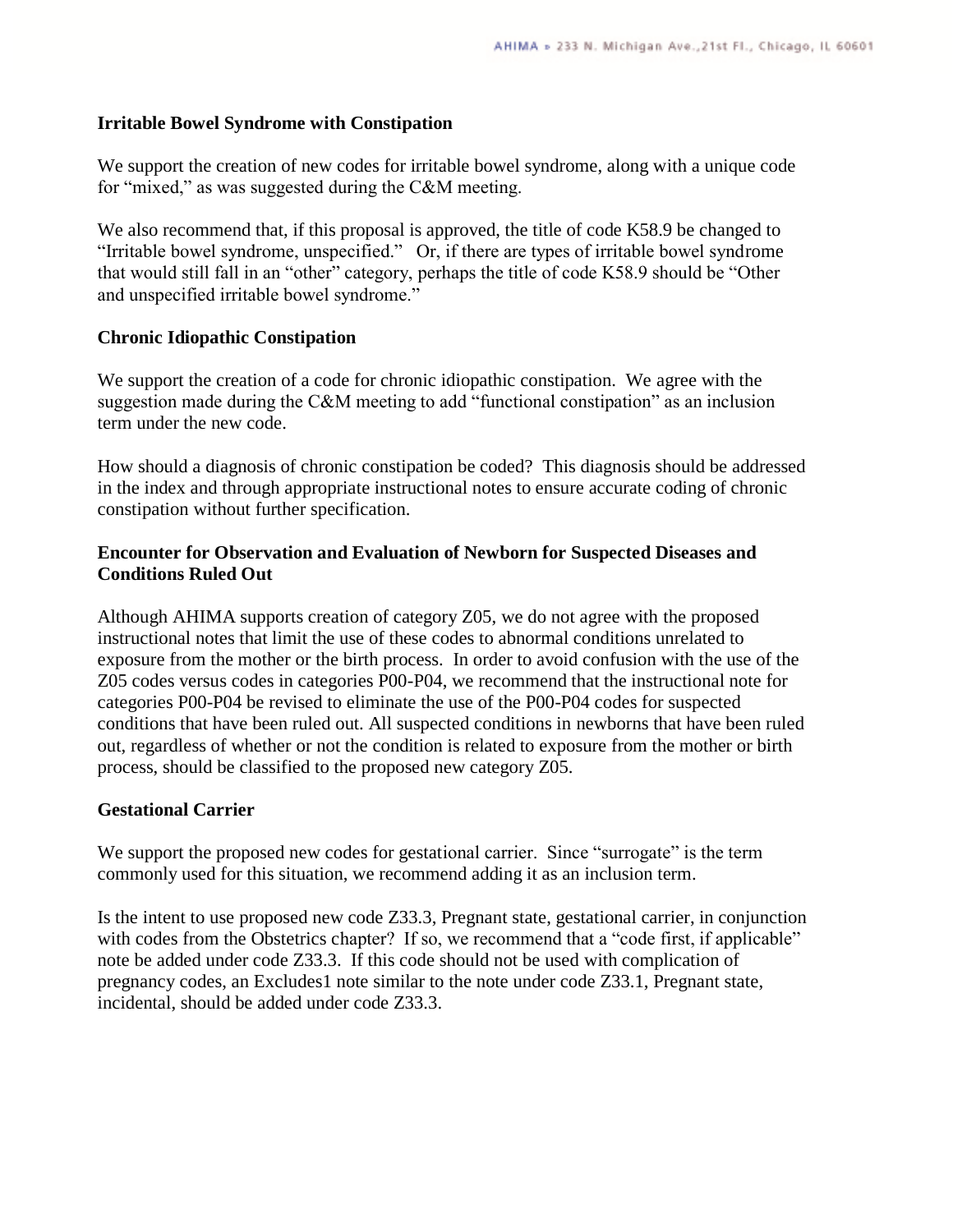**Irritable Bowel Syndrome with Constipation**

We support the creation of new codes for irritable bowel syndrome, along with a unique code for "mixed," as was suggested during the C&M meeting.

We also recommend that, if this proposal is approved, the title of code K58.9 be changed to "Irritable bowel syndrome, unspecified." Or, if there are types of irritable bowel syndrome that would still fall in an "other" category, perhaps the title of code K58.9 should be "Other and unspecified irritable bowel syndrome."

**Chronic Idiopathic Constipation**

We support the creation of a code for chronic idiopathic constipation. We agree with the suggestion made during the C&M meeting to add "functional constipation" as an inclusion term under the new code.

How should a diagnosis of chronic constipation be coded? This diagnosis should be addressed in the index and through appropriate instructional notes to ensure accurate coding of chronic constipation without further specification.

**Encounter for Observation and Evaluation of Newborn for Suspected Diseases and Conditions Ruled Out**

Although AHIMA supports creation of category Z05, we do not agree with the proposed instructional notes that limit the use of these codes to abnormal conditions unrelated to exposure from the mother or the birth process. In order to avoid confusion with the use of the Z05 codes versus codes in categories P00-P04, we recommend that the instructional note for categories P00-P04 be revised to eliminate the use of the P00-P04 codes for suspected conditions that have been ruled out. All suspected conditions in newborns that have been ruled out, regardless of whether or not the condition is related to exposure from the mother or birth process, should be classified to the proposed new category Z05.

**Gestational Carrier**

We support the proposed new codes for gestational carrier. Since "surrogate" is the term commonly used for this situation, we recommend adding it as an inclusion term.

Is the intent to use proposed new code Z33.3, Pregnant state, gestational carrier, in conjunction with codes from the Obstetrics chapter? If so, we recommend that a "code first, if applicable" note be added under code Z33.3. If this code should not be used with complication of pregnancy codes, an Excludes1 note similar to the note under code Z33.1, Pregnant state, incidental, should be added under code Z33.3.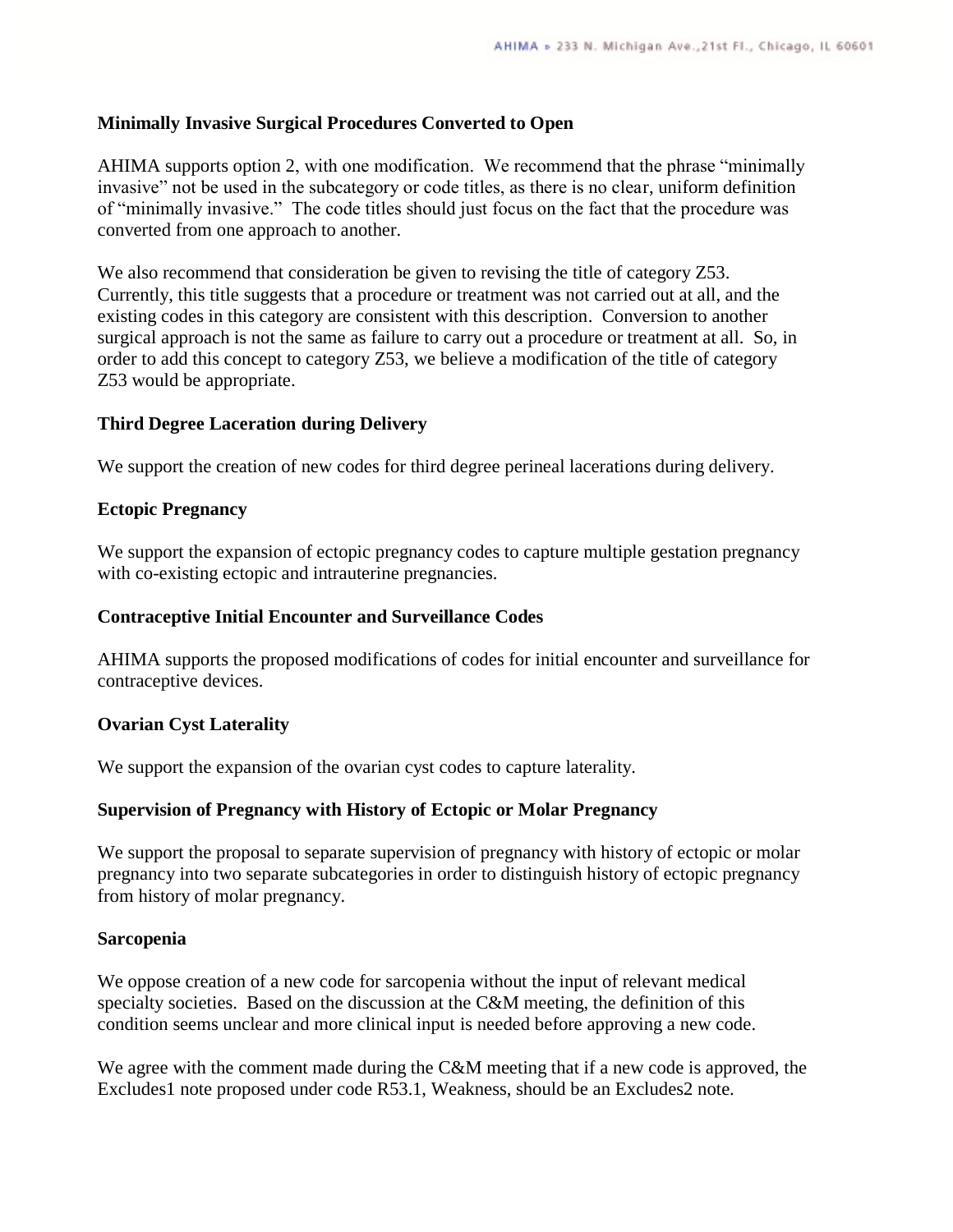**Minimally Invasive Surgical Procedures Converted to Open**

AHIMA supports option 2, with one modification. We recommend that the phrase "minimally invasive" not be used in the subcategory or code titles, as there is no clear, uniform definition of "minimally invasive." The code titles should just focus on the fact that the procedure was converted from one approach to another.

We also recommend that consideration be given to revising the title of category Z53. Currently, this title suggests that a procedure or treatment was not carried out at all, and the existing codes in this category are consistent with this description. Conversion to another surgical approach is not the same as failure to carry out a procedure or treatment at all. So, in order to add this concept to category Z53, we believe a modification of the title of category Z53 would be appropriate.

**Third Degree Laceration during Delivery**

We support the creation of new codes for third degree perineal lacerations during delivery.

**Ectopic Pregnancy**

We support the expansion of ectopic pregnancy codes to capture multiple gestation pregnancy with co-existing ectopic and intrauterine pregnancies.

**Contraceptive Initial Encounter and Surveillance Codes**

AHIMA supports the proposed modifications of codes for initial encounter and surveillance for contraceptive devices.

**Ovarian Cyst Laterality**

We support the expansion of the ovarian cyst codes to capture laterality.

**Supervision of Pregnancy with History of Ectopic or Molar Pregnancy**

We support the proposal to separate supervision of pregnancy with history of ectopic or molar pregnancy into two separate subcategories in order to distinguish history of ectopic pregnancy from history of molar pregnancy.

**Sarcopenia**

We oppose creation of a new code for sarcopenia without the input of relevant medical specialty societies. Based on the discussion at the C&M meeting, the definition of this condition seems unclear and more clinical input is needed before approving a new code.

We agree with the comment made during the C&M meeting that if a new code is approved, the Excludes1 note proposed under code R53.1, Weakness, should be an Excludes2 note.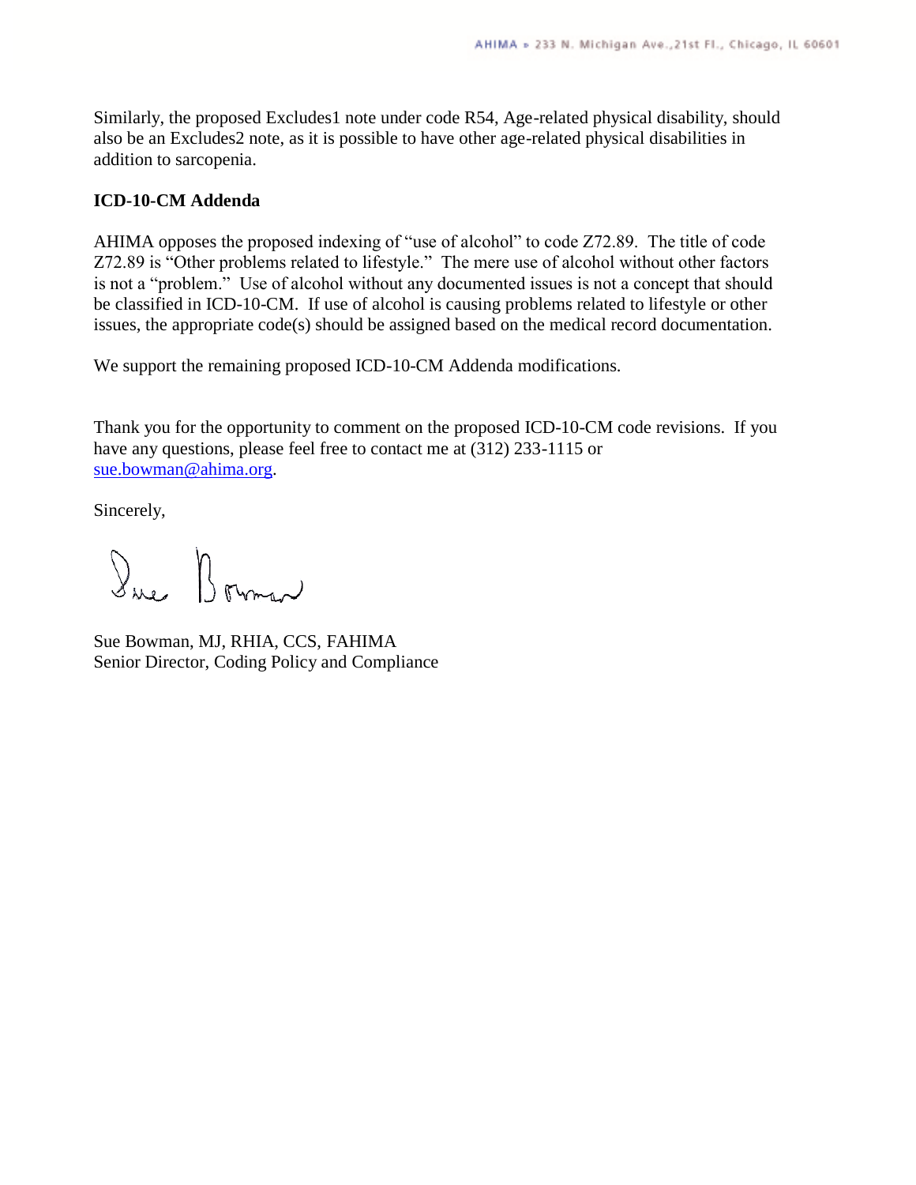Similarly, the proposed Excludes1 note under code R54, Age-related physical disability, should also be an Excludes2 note, as it is possible to have other age-related physical disabilities in addition to sarcopenia.

**ICD-10-CM Addenda**

AHIMA opposes the proposed indexing of "use of alcohol" to code Z72.89. The title of code Z72.89 is "Other problems related to lifestyle." The mere use of alcohol without other factors is not a "problem." Use of alcohol without any documented issues is not a concept that should be classified in ICD-10-CM. If use of alcohol is causing problems related to lifestyle or other issues, the appropriate code(s) should be assigned based on the medical record documentation.

We support the remaining proposed ICD-10-CM Addenda modifications.

Thank you for the opportunity to comment on the proposed ICD-10-CM code revisions. If you have any questions, please feel free to contact me at (312) 233-1115 or [sue.bowman@ahima.org](mailto:sue.bowman@ahima.org).

Sincerely,

Sue Bowman

Sue Bowman, MJ, RHIA, CCS, FAHIMA
Senior Director, Coding Policy and Compliance